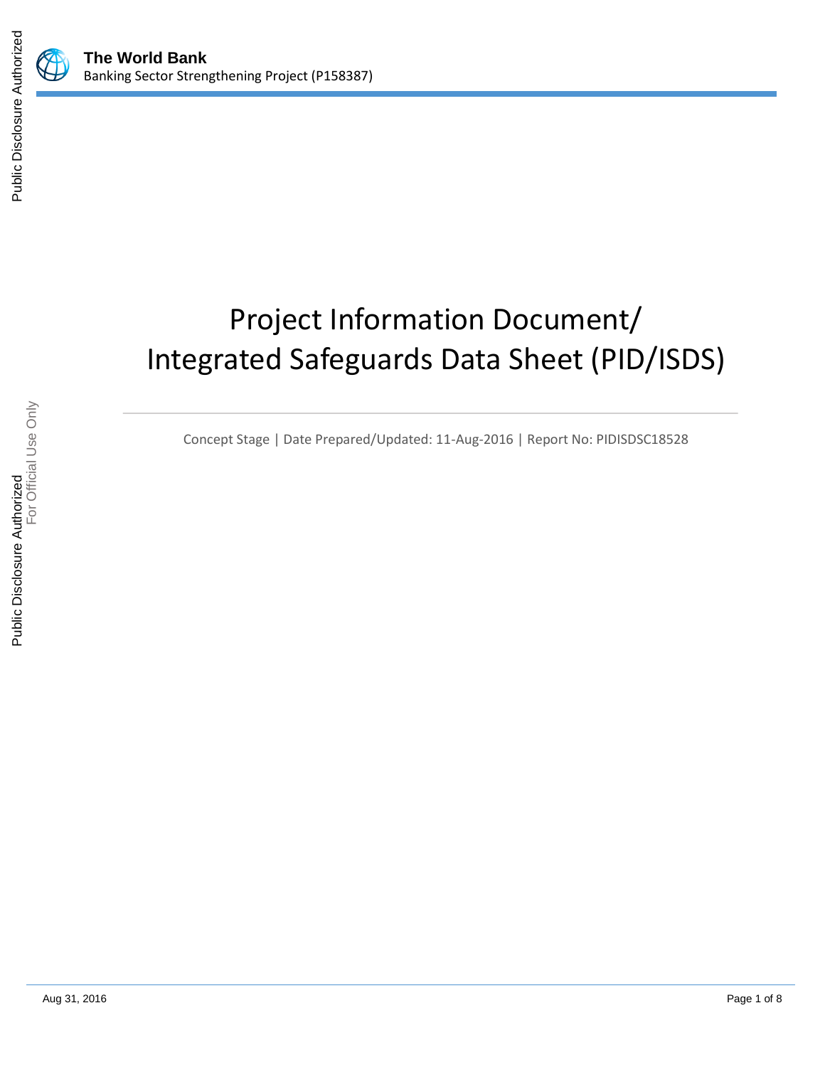**The World Bank**
Banking Sector Strengthening Project (P158387)

# Project Information Document/ Integrated Safeguards Data Sheet (PID/ISDS)

Concept Stage | Date Prepared/Updated: 11-Aug-2016 | Report No: PIDISDSC18528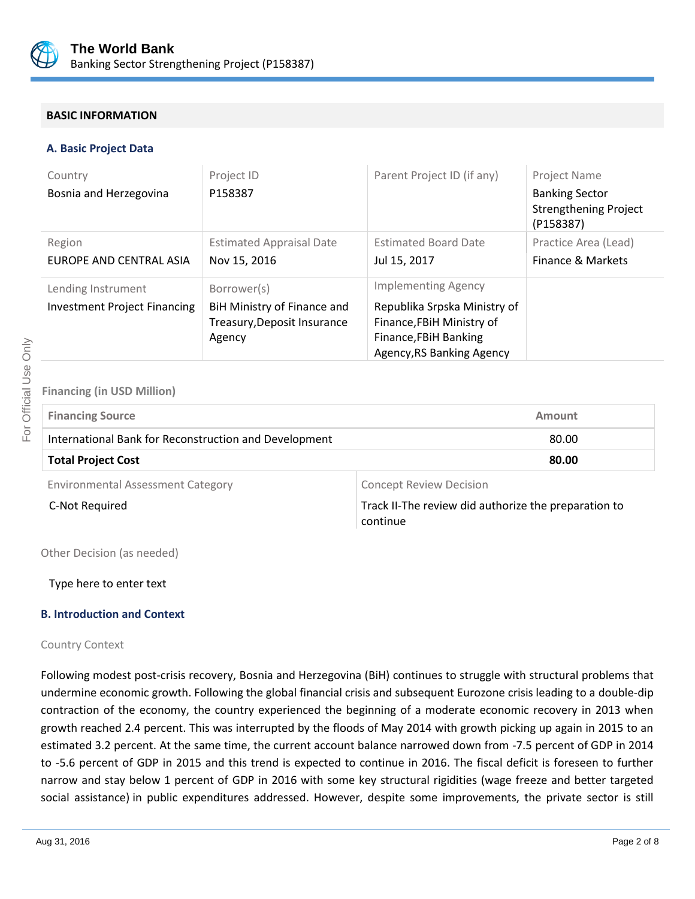## BASIC INFORMATION

### A. Basic Project Data

| Country | Project ID | Parent Project ID (if any) | Project Name |
|---|---|---|---|
| Bosnia and Herzegovina | P158387 | | Banking Sector Strengthening Project (P158387) |
| **Region** | **Estimated Appraisal Date** | **Estimated Board Date** | **Practice Area (Lead)** |
| EUROPE AND CENTRAL ASIA | Nov 15, 2016 | Jul 15, 2017 | Finance & Markets |
| **Lending Instrument** | **Borrower(s)** | **Implementing Agency** | |
| Investment Project Financing | BiH Ministry of Finance and Treasury,Deposit Insurance Agency | Republika Srpska Ministry of Finance,FBiH Ministry of Finance,FBiH Banking Agency,RS Banking Agency | |

**Financing (in USD Million)**

| Financing Source | Amount |
|---|---|
| International Bank for Reconstruction and Development | 80.00 |
| **Total Project Cost** | **80.00** |

| Environmental Assessment Category | Concept Review Decision |
|---|---|
| C-Not Required | Track II-The review did authorize the preparation to continue |

Other Decision (as needed)

Type here to enter text

### B. Introduction and Context

Country Context

Following modest post-crisis recovery, Bosnia and Herzegovina (BiH) continues to struggle with structural problems that undermine economic growth. Following the global financial crisis and subsequent Eurozone crisis leading to a double-dip contraction of the economy, the country experienced the beginning of a moderate economic recovery in 2013 when growth reached 2.4 percent. This was interrupted by the floods of May 2014 with growth picking up again in 2015 to an estimated 3.2 percent. At the same time, the current account balance narrowed down from -7.5 percent of GDP in 2014 to -5.6 percent of GDP in 2015 and this trend is expected to continue in 2016. The fiscal deficit is foreseen to further narrow and stay below 1 percent of GDP in 2016 with some key structural rigidities (wage freeze and better targeted social assistance) in public expenditures addressed. However, despite some improvements, the private sector is still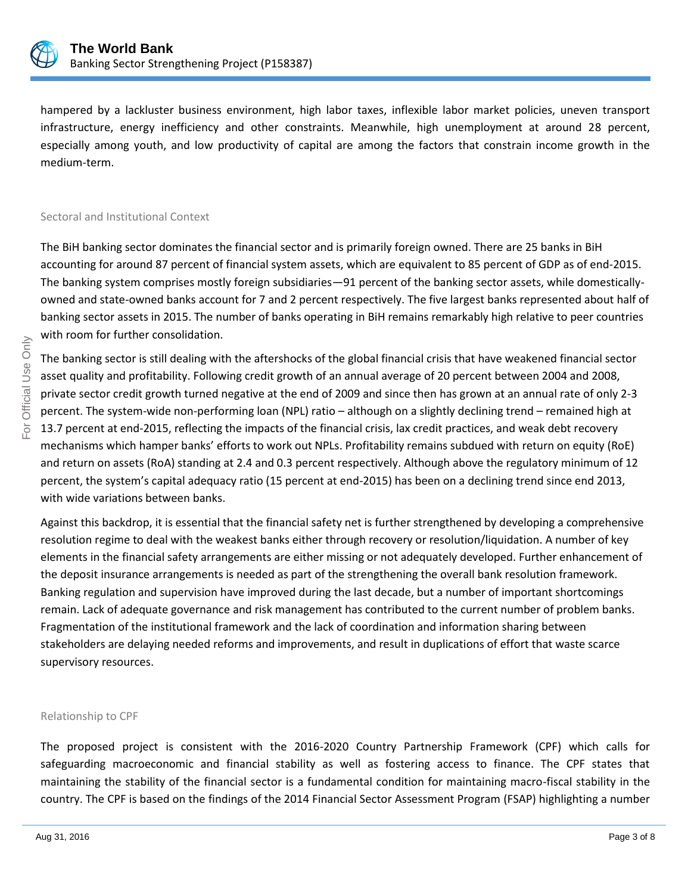hampered by a lackluster business environment, high labor taxes, inflexible labor market policies, uneven transport infrastructure, energy inefficiency and other constraints. Meanwhile, high unemployment at around 28 percent, especially among youth, and low productivity of capital are among the factors that constrain income growth in the medium-term.

## Sectoral and Institutional Context

The BiH banking sector dominates the financial sector and is primarily foreign owned. There are 25 banks in BiH accounting for around 87 percent of financial system assets, which are equivalent to 85 percent of GDP as of end-2015. The banking system comprises mostly foreign subsidiaries—91 percent of the banking sector assets, while domestically-owned and state-owned banks account for 7 and 2 percent respectively. The five largest banks represented about half of banking sector assets in 2015. The number of banks operating in BiH remains remarkably high relative to peer countries with room for further consolidation.

The banking sector is still dealing with the aftershocks of the global financial crisis that have weakened financial sector asset quality and profitability. Following credit growth of an annual average of 20 percent between 2004 and 2008, private sector credit growth turned negative at the end of 2009 and since then has grown at an annual rate of only 2-3 percent. The system-wide non-performing loan (NPL) ratio – although on a slightly declining trend – remained high at 13.7 percent at end-2015, reflecting the impacts of the financial crisis, lax credit practices, and weak debt recovery mechanisms which hamper banks' efforts to work out NPLs. Profitability remains subdued with return on equity (RoE) and return on assets (RoA) standing at 2.4 and 0.3 percent respectively. Although above the regulatory minimum of 12 percent, the system's capital adequacy ratio (15 percent at end-2015) has been on a declining trend since end 2013, with wide variations between banks.

Against this backdrop, it is essential that the financial safety net is further strengthened by developing a comprehensive resolution regime to deal with the weakest banks either through recovery or resolution/liquidation. A number of key elements in the financial safety arrangements are either missing or not adequately developed. Further enhancement of the deposit insurance arrangements is needed as part of the strengthening the overall bank resolution framework. Banking regulation and supervision have improved during the last decade, but a number of important shortcomings remain. Lack of adequate governance and risk management has contributed to the current number of problem banks. Fragmentation of the institutional framework and the lack of coordination and information sharing between stakeholders are delaying needed reforms and improvements, and result in duplications of effort that waste scarce supervisory resources.

## Relationship to CPF

The proposed project is consistent with the 2016-2020 Country Partnership Framework (CPF) which calls for safeguarding macroeconomic and financial stability as well as fostering access to finance. The CPF states that maintaining the stability of the financial sector is a fundamental condition for maintaining macro-fiscal stability in the country. The CPF is based on the findings of the 2014 Financial Sector Assessment Program (FSAP) highlighting a number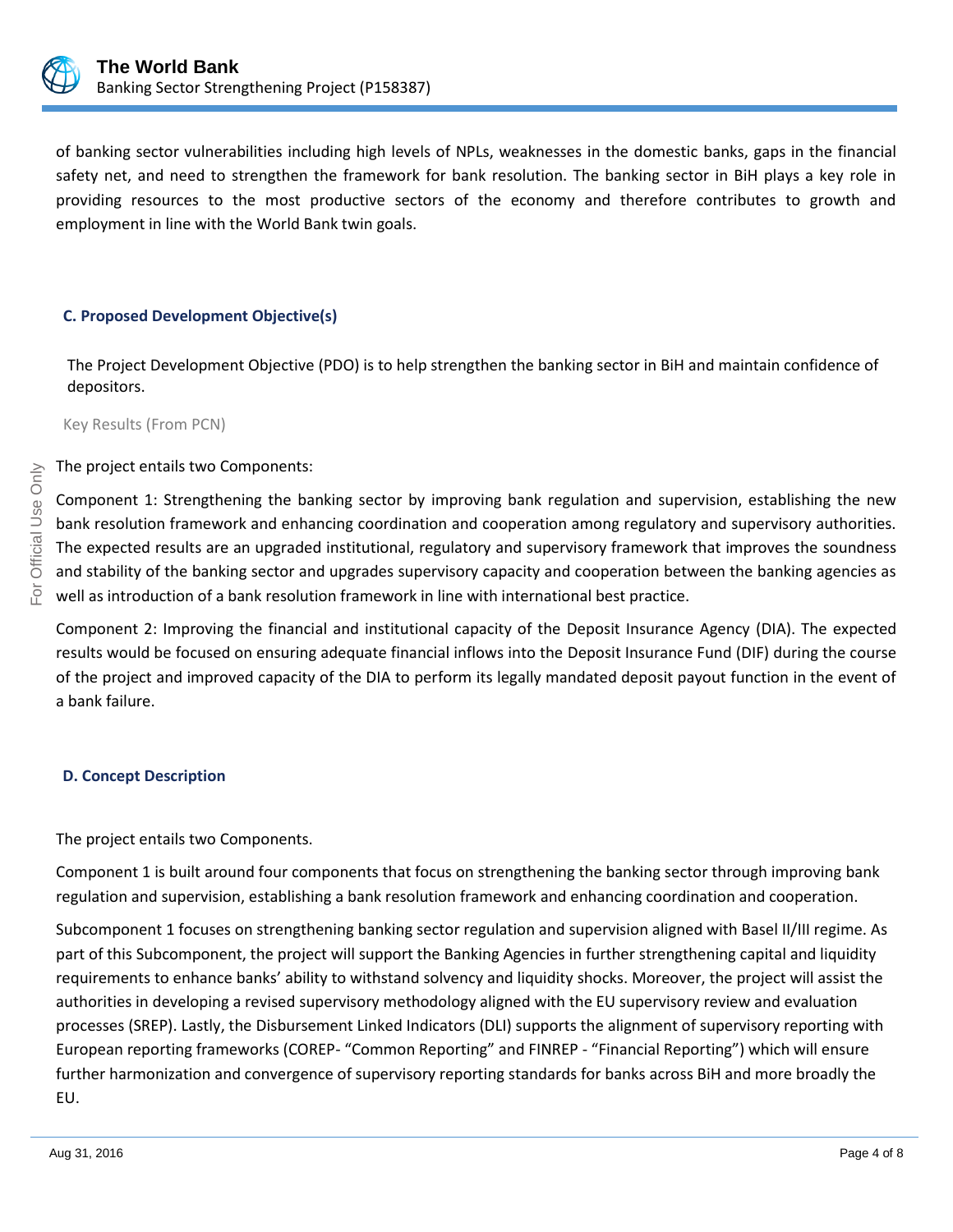of banking sector vulnerabilities including high levels of NPLs, weaknesses in the domestic banks, gaps in the financial safety net, and need to strengthen the framework for bank resolution. The banking sector in BiH plays a key role in providing resources to the most productive sectors of the economy and therefore contributes to growth and employment in line with the World Bank twin goals.

### C. Proposed Development Objective(s)

The Project Development Objective (PDO) is to help strengthen the banking sector in BiH and maintain confidence of depositors.

Key Results (From PCN)

The project entails two Components:

Component 1: Strengthening the banking sector by improving bank regulation and supervision, establishing the new bank resolution framework and enhancing coordination and cooperation among regulatory and supervisory authorities. The expected results are an upgraded institutional, regulatory and supervisory framework that improves the soundness and stability of the banking sector and upgrades supervisory capacity and cooperation between the banking agencies as well as introduction of a bank resolution framework in line with international best practice.

Component 2: Improving the financial and institutional capacity of the Deposit Insurance Agency (DIA). The expected results would be focused on ensuring adequate financial inflows into the Deposit Insurance Fund (DIF) during the course of the project and improved capacity of the DIA to perform its legally mandated deposit payout function in the event of a bank failure.

### D. Concept Description

The project entails two Components.

Component 1 is built around four components that focus on strengthening the banking sector through improving bank regulation and supervision, establishing a bank resolution framework and enhancing coordination and cooperation.

Subcomponent 1 focuses on strengthening banking sector regulation and supervision aligned with Basel II/III regime. As part of this Subcomponent, the project will support the Banking Agencies in further strengthening capital and liquidity requirements to enhance banks' ability to withstand solvency and liquidity shocks. Moreover, the project will assist the authorities in developing a revised supervisory methodology aligned with the EU supervisory review and evaluation processes (SREP). Lastly, the Disbursement Linked Indicators (DLI) supports the alignment of supervisory reporting with European reporting frameworks (COREP- "Common Reporting" and FINREP - "Financial Reporting") which will ensure further harmonization and convergence of supervisory reporting standards for banks across BiH and more broadly the EU.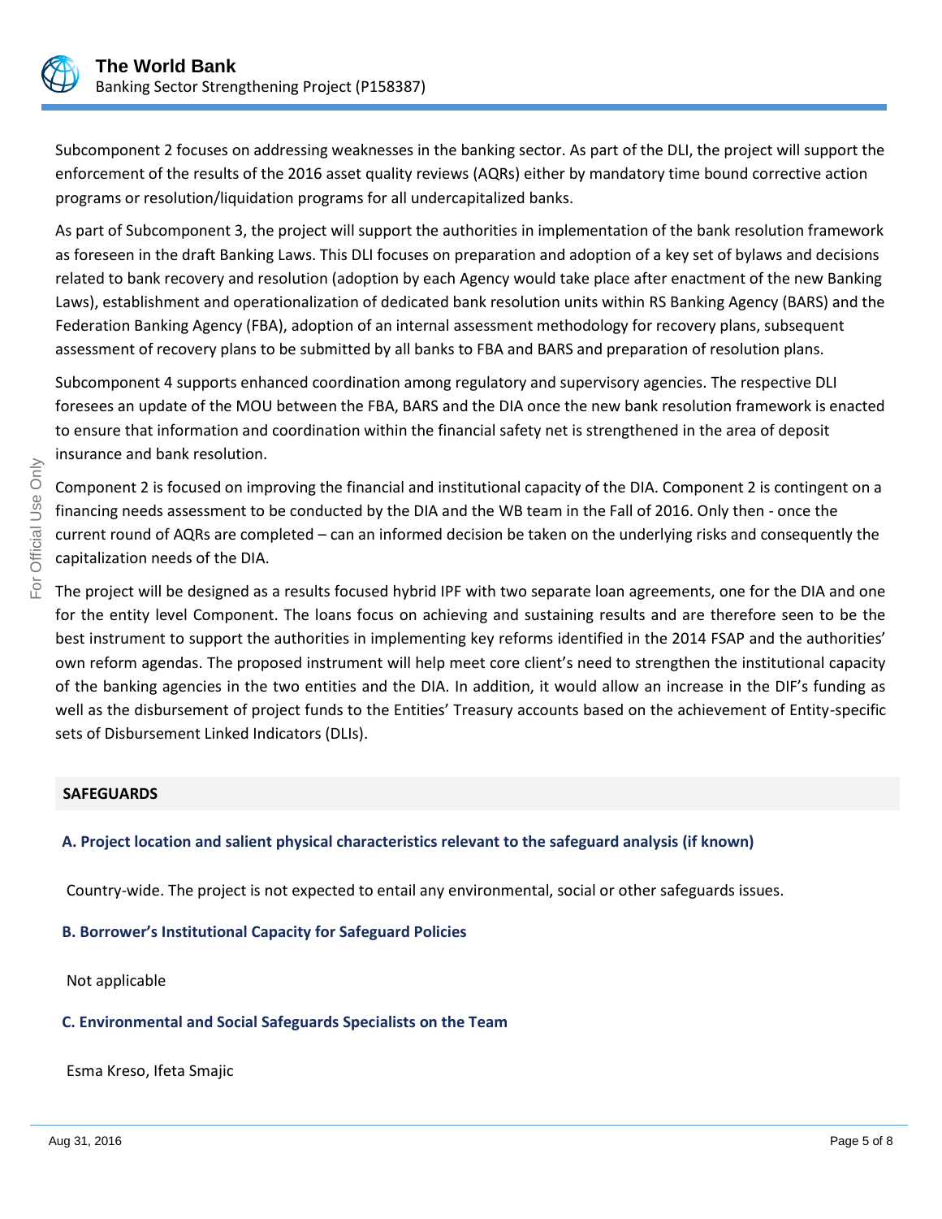Subcomponent 2 focuses on addressing weaknesses in the banking sector. As part of the DLI, the project will support the enforcement of the results of the 2016 asset quality reviews (AQRs) either by mandatory time bound corrective action programs or resolution/liquidation programs for all undercapitalized banks.

As part of Subcomponent 3, the project will support the authorities in implementation of the bank resolution framework as foreseen in the draft Banking Laws. This DLI focuses on preparation and adoption of a key set of bylaws and decisions related to bank recovery and resolution (adoption by each Agency would take place after enactment of the new Banking Laws), establishment and operationalization of dedicated bank resolution units within RS Banking Agency (BARS) and the Federation Banking Agency (FBA), adoption of an internal assessment methodology for recovery plans, subsequent assessment of recovery plans to be submitted by all banks to FBA and BARS and preparation of resolution plans.

Subcomponent 4 supports enhanced coordination among regulatory and supervisory agencies. The respective DLI foresees an update of the MOU between the FBA, BARS and the DIA once the new bank resolution framework is enacted to ensure that information and coordination within the financial safety net is strengthened in the area of deposit insurance and bank resolution.

Component 2 is focused on improving the financial and institutional capacity of the DIA. Component 2 is contingent on a financing needs assessment to be conducted by the DIA and the WB team in the Fall of 2016. Only then - once the current round of AQRs are completed – can an informed decision be taken on the underlying risks and consequently the capitalization needs of the DIA.

The project will be designed as a results focused hybrid IPF with two separate loan agreements, one for the DIA and one for the entity level Component. The loans focus on achieving and sustaining results and are therefore seen to be the best instrument to support the authorities in implementing key reforms identified in the 2014 FSAP and the authorities' own reform agendas. The proposed instrument will help meet core client's need to strengthen the institutional capacity of the banking agencies in the two entities and the DIA. In addition, it would allow an increase in the DIF's funding as well as the disbursement of project funds to the Entities' Treasury accounts based on the achievement of Entity-specific sets of Disbursement Linked Indicators (DLIs).

## SAFEGUARDS

### A. Project location and salient physical characteristics relevant to the safeguard analysis (if known)

Country-wide. The project is not expected to entail any environmental, social or other safeguards issues.

### B. Borrower's Institutional Capacity for Safeguard Policies

Not applicable

### C. Environmental and Social Safeguards Specialists on the Team

Esma Kreso, Ifeta Smajic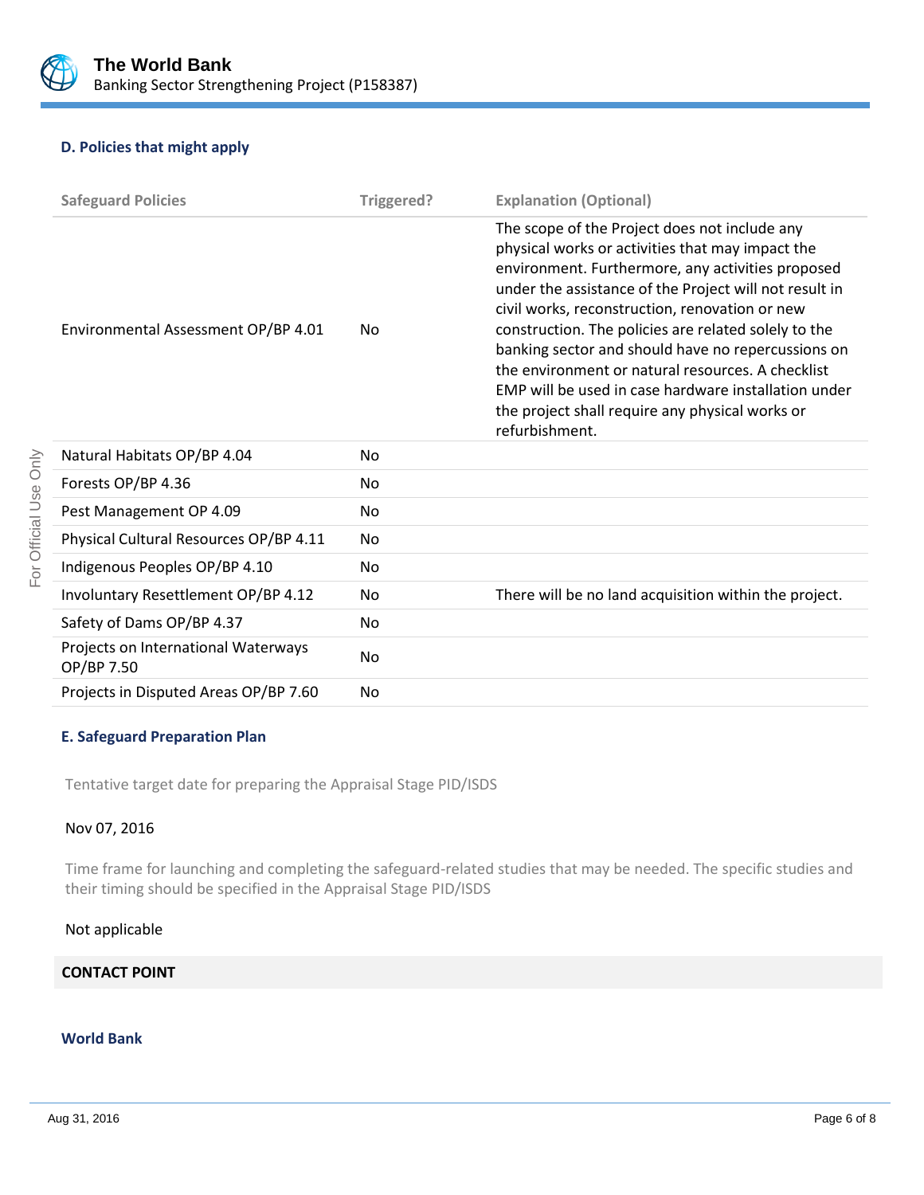### D. Policies that might apply

| Safeguard Policies | Triggered? | Explanation (Optional) |
|---|---|---|
| Environmental Assessment OP/BP 4.01 | No | The scope of the Project does not include any physical works or activities that may impact the environment. Furthermore, any activities proposed under the assistance of the Project will not result in civil works, reconstruction, renovation or new construction. The policies are related solely to the banking sector and should have no repercussions on the environment or natural resources. A checklist EMP will be used in case hardware installation under the project shall require any physical works or refurbishment. |
| Natural Habitats OP/BP 4.04 | No | |
| Forests OP/BP 4.36 | No | |
| Pest Management OP 4.09 | No | |
| Physical Cultural Resources OP/BP 4.11 | No | |
| Indigenous Peoples OP/BP 4.10 | No | |
| Involuntary Resettlement OP/BP 4.12 | No | There will be no land acquisition within the project. |
| Safety of Dams OP/BP 4.37 | No | |
| Projects on International Waterways OP/BP 7.50 | No | |
| Projects in Disputed Areas OP/BP 7.60 | No | |

### E. Safeguard Preparation Plan

Tentative target date for preparing the Appraisal Stage PID/ISDS

Nov 07, 2016

Time frame for launching and completing the safeguard-related studies that may be needed. The specific studies and their timing should be specified in the Appraisal Stage PID/ISDS

Not applicable

## CONTACT POINT

### World Bank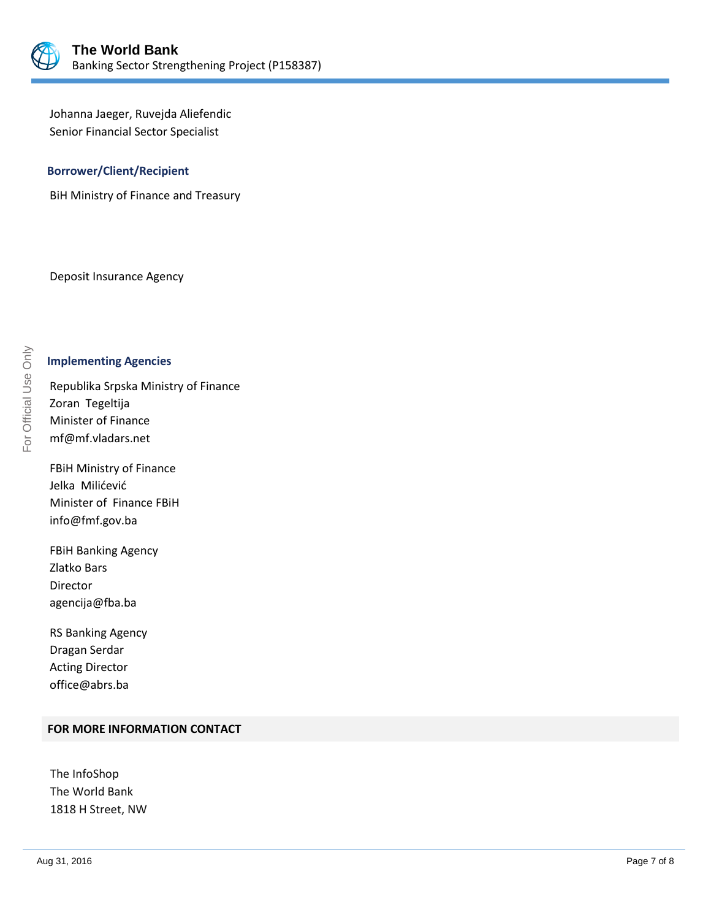Johanna Jaeger, Ruvejda Aliefendic
Senior Financial Sector Specialist

### Borrower/Client/Recipient

BiH Ministry of Finance and Treasury

Deposit Insurance Agency

### Implementing Agencies

Republika Srpska Ministry of Finance
Zoran  Tegeltija
Minister of Finance
mf@mf.vladars.net

FBiH Ministry of Finance
Jelka  Milićević
Minister of  Finance FBiH
info@fmf.gov.ba

FBiH Banking Agency
Zlatko Bars
Director
agencija@fba.ba

RS Banking Agency
Dragan Serdar
Acting Director
office@abrs.ba

## FOR MORE INFORMATION CONTACT

The InfoShop
The World Bank
1818 H Street, NW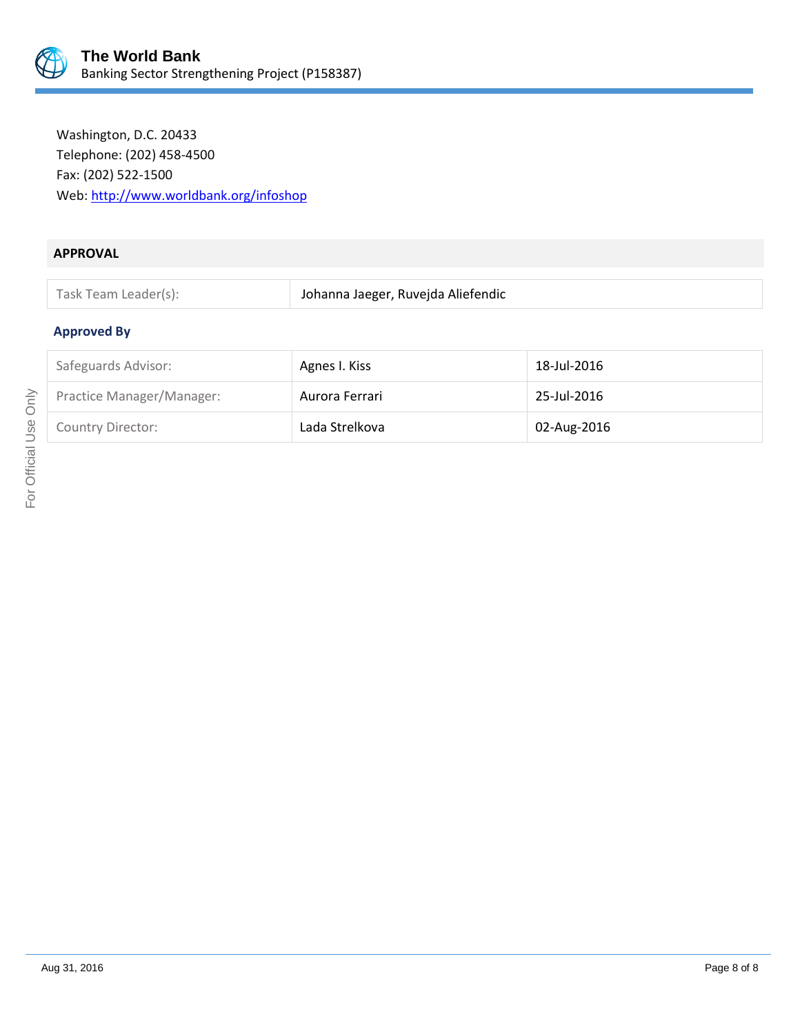Washington, D.C. 20433
Telephone: (202) 458-4500
Fax: (202) 522-1500
Web: http://www.worldbank.org/infoshop

## APPROVAL

| | |
|---|---|
| Task Team Leader(s): | Johanna Jaeger, Ruvejda Aliefendic |

### Approved By

| | | |
|---|---|---|
| Safeguards Advisor: | Agnes I. Kiss | 18-Jul-2016 |
| Practice Manager/Manager: | Aurora Ferrari | 25-Jul-2016 |
| Country Director: | Lada Strelkova | 02-Aug-2016 |